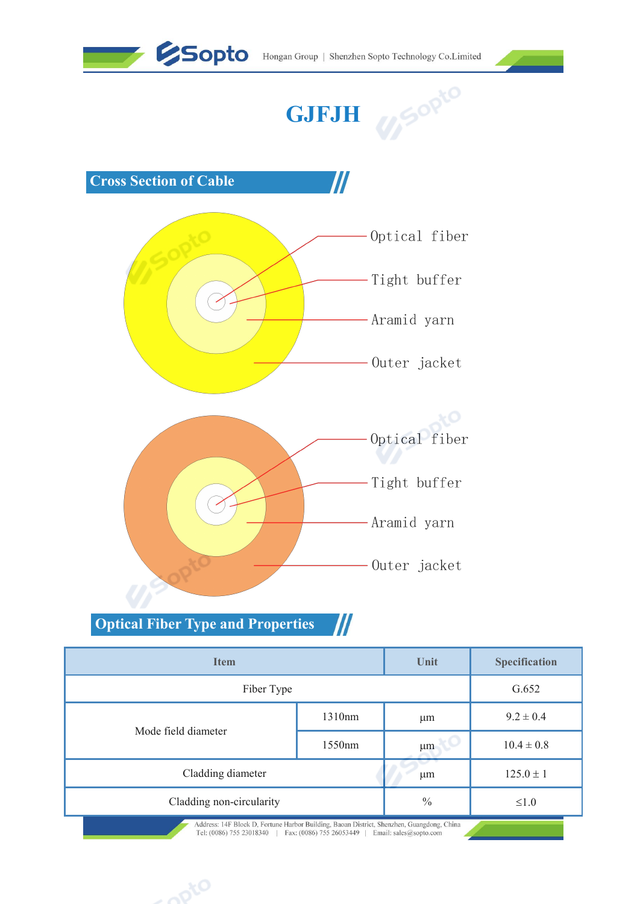# GJFJH

## Cross Section of Cable

Optical fiber

Tight buffer

Aramid yarn

Outer jacket

Optical fiber

Tight buffer

Aramid yarn

Outer jacket

## Optical Fiber Type and Properties

| Item | | Unit | Specification |
|---|---|---|---|
| Fiber Type | | | G.652 |
| Mode field diameter | 1310nm | μm | 9.2 ± 0.4 |
| | 1550nm | μm | 10.4 ± 0.8 |
| Cladding diameter | | μm | 125.0 ± 1 |
| Cladding non-circularity | | % | ≤1.0 |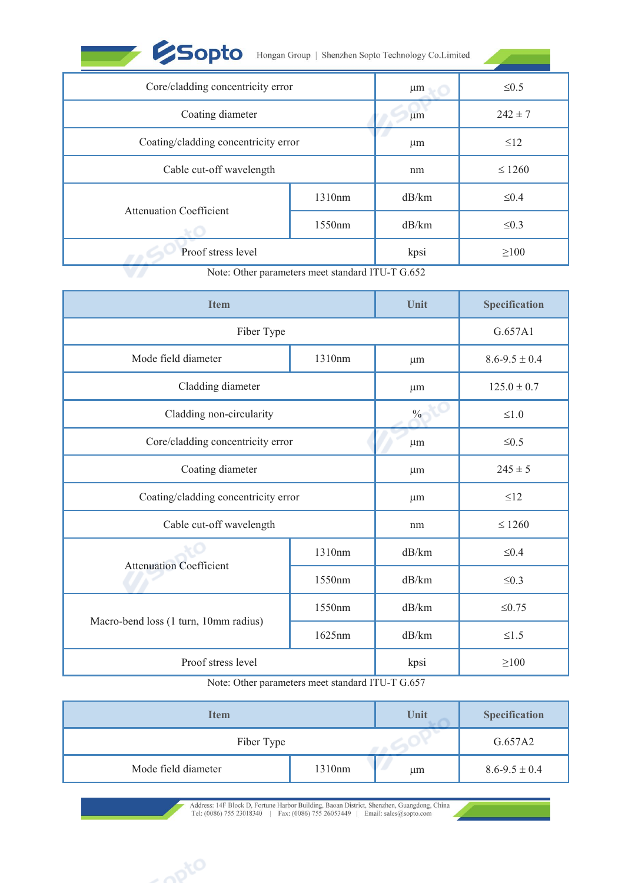| | | | |
|---|---|---|---|
| Core/cladding concentricity error | | μm | ≤0.5 |
| Coating diameter | | μm | 242 ± 7 |
| Coating/cladding concentricity error | | μm | ≤12 |
| Cable cut-off wavelength | | nm | ≤ 1260 |
| Attenuation Coefficient | 1310nm | dB/km | ≤0.4 |
| | 1550nm | dB/km | ≤0.3 |
| Proof stress level | | kpsi | ≥100 |

Note: Other parameters meet standard ITU-T G.652

| Item | | Unit | Specification |
|---|---|---|---|
| Fiber Type | | | G.657A1 |
| Mode field diameter | 1310nm | μm | 8.6-9.5 ± 0.4 |
| Cladding diameter | | μm | 125.0 ± 0.7 |
| Cladding non-circularity | | % | ≤1.0 |
| Core/cladding concentricity error | | μm | ≤0.5 |
| Coating diameter | | μm | 245 ± 5 |
| Coating/cladding concentricity error | | μm | ≤12 |
| Cable cut-off wavelength | | nm | ≤ 1260 |
| Attenuation Coefficient | 1310nm | dB/km | ≤0.4 |
| | 1550nm | dB/km | ≤0.3 |
| Macro-bend loss (1 turn, 10mm radius) | 1550nm | dB/km | ≤0.75 |
| | 1625nm | dB/km | ≤1.5 |
| Proof stress level | | kpsi | ≥100 |

Note: Other parameters meet standard ITU-T G.657

| Item | | Unit | Specification |
|---|---|---|---|
| Fiber Type | | | G.657A2 |
| Mode field diameter | 1310nm | μm | 8.6-9.5 ± 0.4 |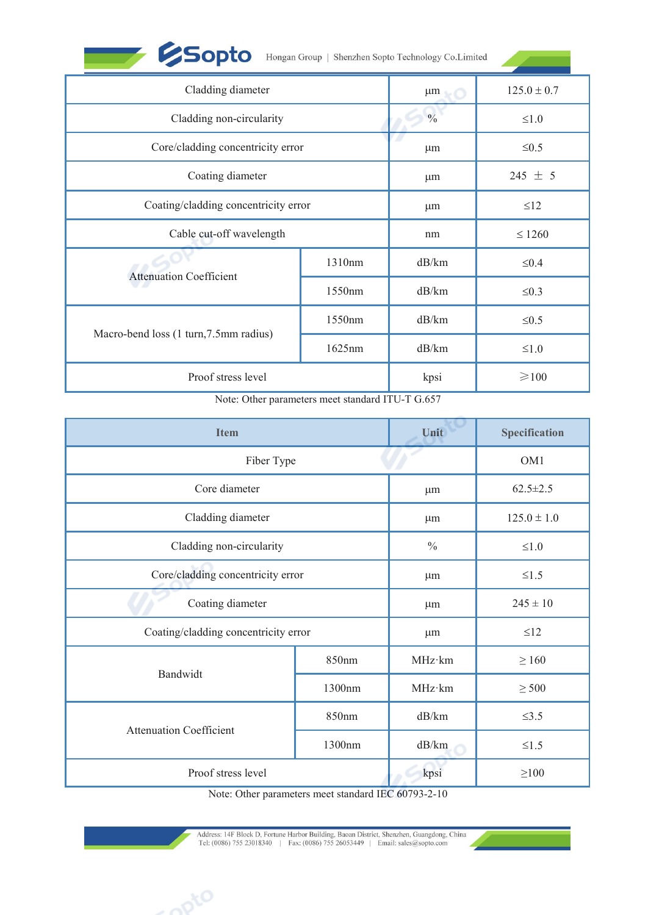| | | | |
|---|---|---|---|
| Cladding diameter | | μm | 125.0 ± 0.7 |
| Cladding non-circularity | | % | ≤1.0 |
| Core/cladding concentricity error | | μm | ≤0.5 |
| Coating diameter | | μm | 245 ± 5 |
| Coating/cladding concentricity error | | μm | ≤12 |
| Cable cut-off wavelength | | nm | ≤ 1260 |
| Attenuation Coefficient | 1310nm | dB/km | ≤0.4 |
| | 1550nm | dB/km | ≤0.3 |
| Macro-bend loss (1 turn,7.5mm radius) | 1550nm | dB/km | ≤0.5 |
| | 1625nm | dB/km | ≤1.0 |
| Proof stress level | | kpsi | ≥100 |

Note: Other parameters meet standard ITU-T G.657

| Item | | Unit | Specification |
|---|---|---|---|
| Fiber Type | | | OM1 |
| Core diameter | | μm | 62.5±2.5 |
| Cladding diameter | | μm | 125.0 ± 1.0 |
| Cladding non-circularity | | % | ≤1.0 |
| Core/cladding concentricity error | | μm | ≤1.5 |
| Coating diameter | | μm | 245 ± 10 |
| Coating/cladding concentricity error | | μm | ≤12 |
| Bandwidt | 850nm | MHz·km | ≥ 160 |
| | 1300nm | MHz·km | ≥ 500 |
| Attenuation Coefficient | 850nm | dB/km | ≤3.5 |
| | 1300nm | dB/km | ≤1.5 |
| Proof stress level | | kpsi | ≥100 |

Note: Other parameters meet standard IEC 60793-2-10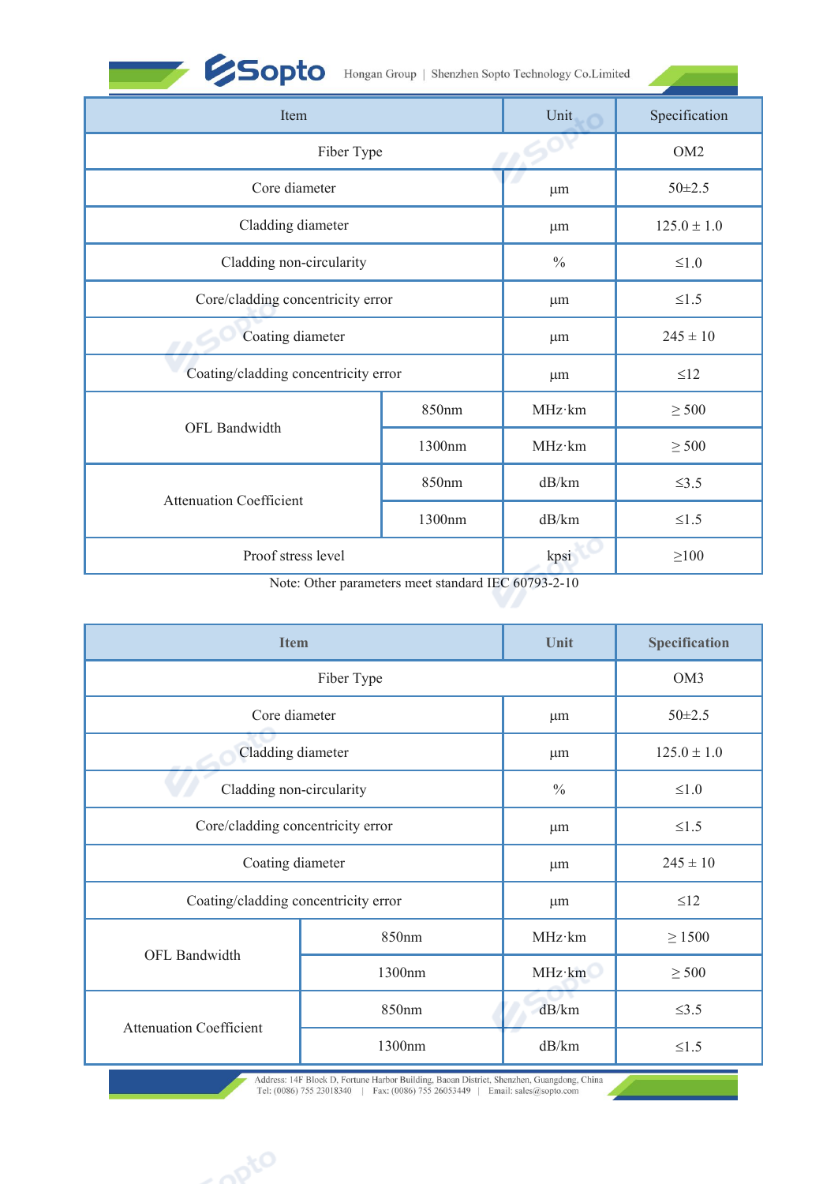| Item | | Unit | Specification |
|---|---|---|---|
| Fiber Type | | | OM2 |
| Core diameter | | μm | 50±2.5 |
| Cladding diameter | | μm | 125.0 ± 1.0 |
| Cladding non-circularity | | % | ≤1.0 |
| Core/cladding concentricity error | | μm | ≤1.5 |
| Coating diameter | | μm | 245 ± 10 |
| Coating/cladding concentricity error | | μm | ≤12 |
| OFL Bandwidth | 850nm | MHz·km | ≥ 500 |
| | 1300nm | MHz·km | ≥ 500 |
| Attenuation Coefficient | 850nm | dB/km | ≤3.5 |
| | 1300nm | dB/km | ≤1.5 |
| Proof stress level | | kpsi | ≥100 |

Note: Other parameters meet standard IEC 60793-2-10

| **Item** | | **Unit** | **Specification** |
|---|---|---|---|
| Fiber Type | | | OM3 |
| Core diameter | | μm | 50±2.5 |
| Cladding diameter | | μm | 125.0 ± 1.0 |
| Cladding non-circularity | | % | ≤1.0 |
| Core/cladding concentricity error | | μm | ≤1.5 |
| Coating diameter | | μm | 245 ± 10 |
| Coating/cladding concentricity error | | μm | ≤12 |
| OFL Bandwidth | 850nm | MHz·km | ≥ 1500 |
| | 1300nm | MHz·km | ≥ 500 |
| Attenuation Coefficient | 850nm | dB/km | ≤3.5 |
| | 1300nm | dB/km | ≤1.5 |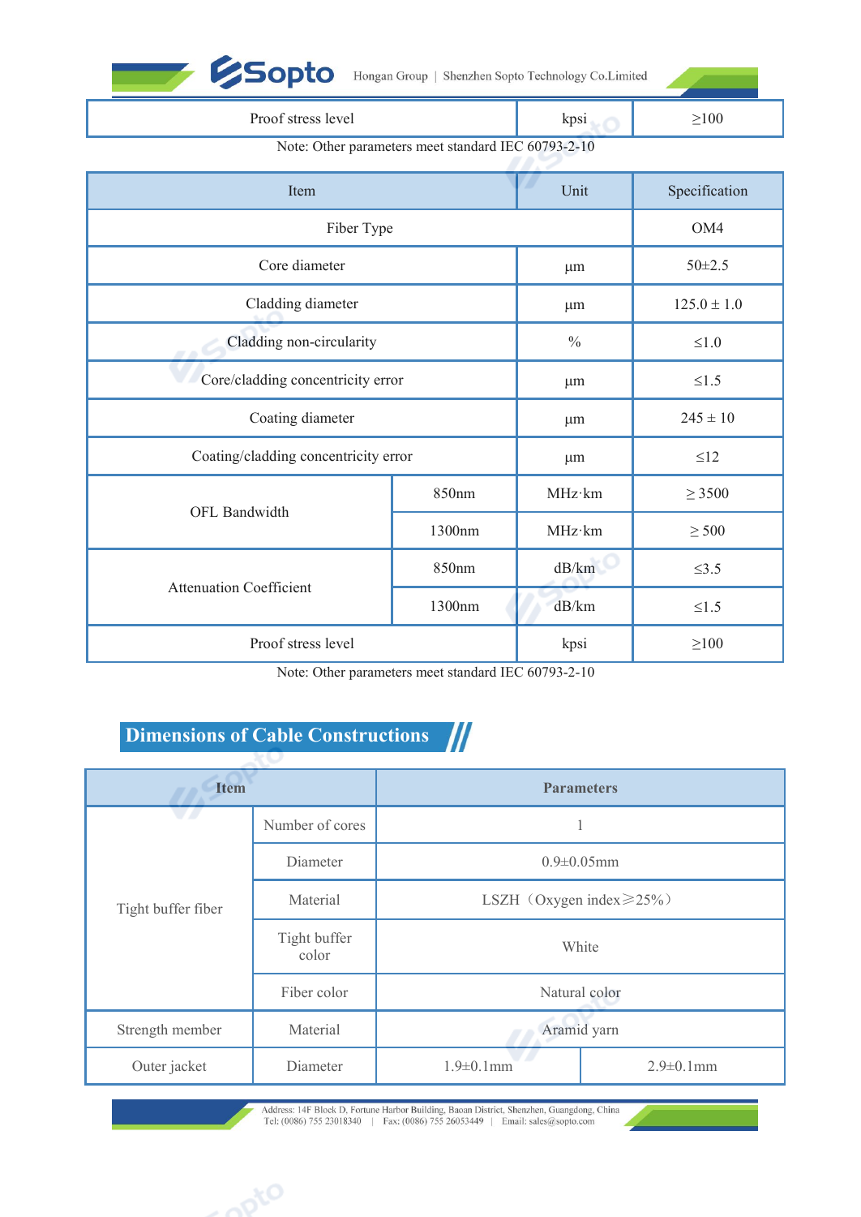| Proof stress level | kpsi | ≥100 |
|---|---|---|

Note: Other parameters meet standard IEC 60793-2-10

| Item | | Unit | Specification |
|---|---|---|---|
| Fiber Type | | | OM4 |
| Core diameter | | μm | 50±2.5 |
| Cladding diameter | | μm | 125.0 ± 1.0 |
| Cladding non-circularity | | % | ≤1.0 |
| Core/cladding concentricity error | | μm | ≤1.5 |
| Coating diameter | | μm | 245 ± 10 |
| Coating/cladding concentricity error | | μm | ≤12 |
| OFL Bandwidth | 850nm | MHz·km | ≥ 3500 |
| | 1300nm | MHz·km | ≥ 500 |
| Attenuation Coefficient | 850nm | dB/km | ≤3.5 |
| | 1300nm | dB/km | ≤1.5 |
| Proof stress level | | kpsi | ≥100 |

Note: Other parameters meet standard IEC 60793-2-10

## Dimensions of Cable Constructions

| Item | | Parameters | |
|---|---|---|---|
| Tight buffer fiber | Number of cores | 1 | |
| | Diameter | 0.9±0.05mm | |
| | Material | LSZH（Oxygen index≥25%） | |
| | Tight buffer color | White | |
| | Fiber color | Natural color | |
| Strength member | Material | Aramid yarn | |
| Outer jacket | Diameter | 1.9±0.1mm | 2.9±0.1mm |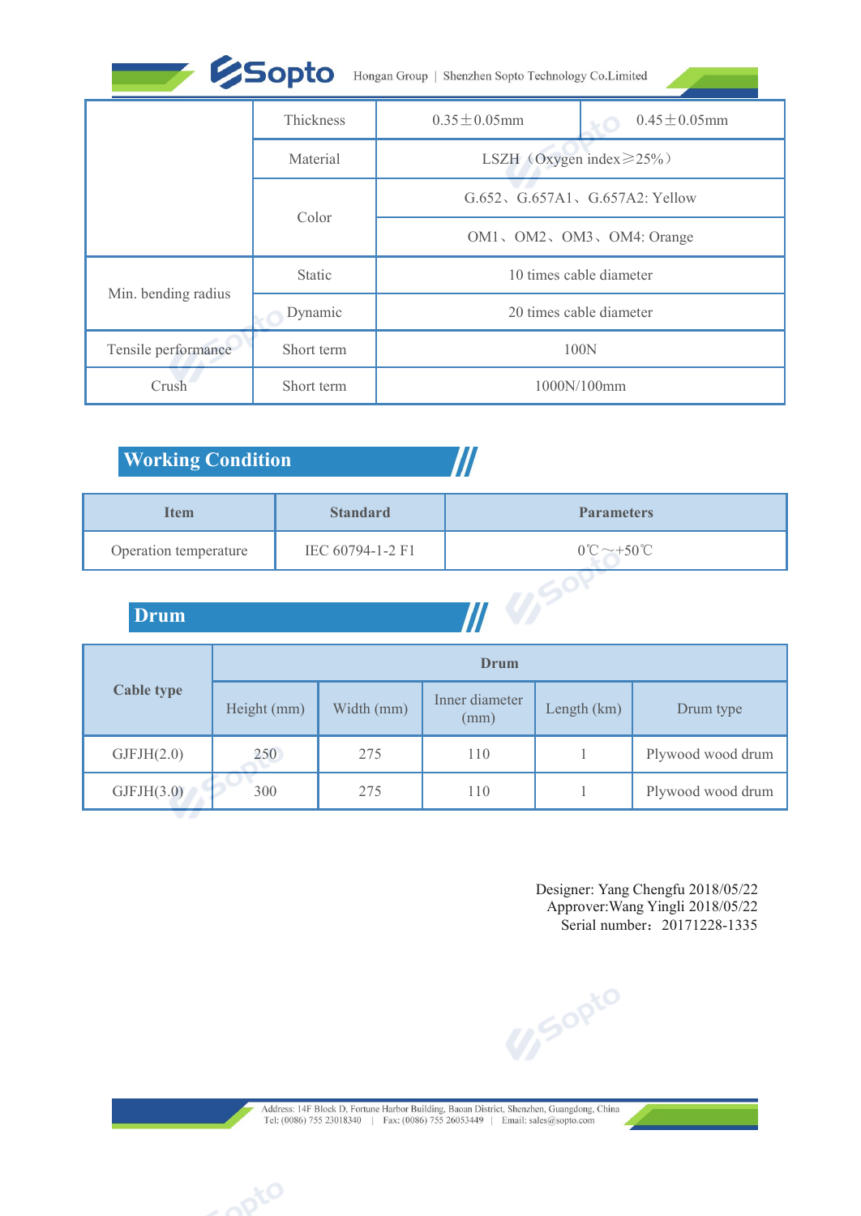| | | | |
|---|---|---|---|
| | Thickness | 0.35±0.05mm | 0.45±0.05mm |
| | Material | LSZH（Oxygen index≥25%） | |
| | Color | G.652、G.657A1、G.657A2: Yellow | |
| | | OM1、OM2、OM3、OM4: Orange | |
| Min. bending radius | Static | 10 times cable diameter | |
| | Dynamic | 20 times cable diameter | |
| Tensile performance | Short term | 100N | |
| Crush | Short term | 1000N/100mm | |

## Working Condition

| Item | Standard | Parameters |
|---|---|---|
| Operation temperature | IEC 60794-1-2 F1 | 0℃～+50℃ |

## Drum

| Cable type | Drum | | | | |
|---|---|---|---|---|---|
| | Height (mm) | Width (mm) | Inner diameter (mm) | Length (km) | Drum type |
| GJFJH(2.0) | 250 | 275 | 110 | 1 | Plywood wood drum |
| GJFJH(3.0) | 300 | 275 | 110 | 1 | Plywood wood drum |

Designer: Yang Chengfu 2018/05/22
Approver:Wang Yingli 2018/05/22
Serial number：20171228-1335